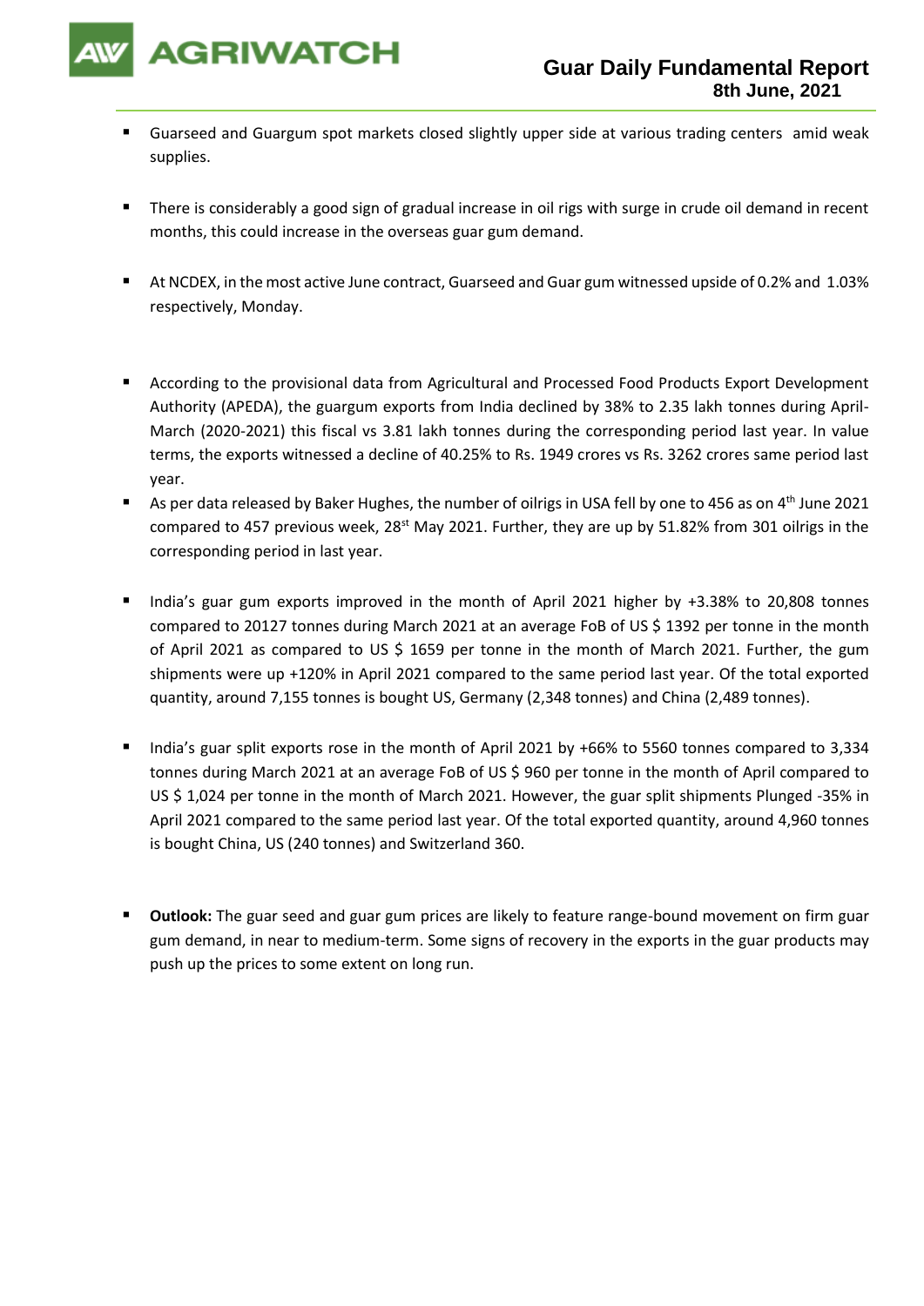# Guar Daily Fundamental Report

## 8th June, 2021

- Guarseed and Guargum spot markets closed slightly upper side at various trading centers amid weak supplies.

- There is considerably a good sign of gradual increase in oil rigs with surge in crude oil demand in recent months, this could increase in the overseas guar gum demand.

- At NCDEX, in the most active June contract, Guarseed and Guar gum witnessed upside of 0.2% and 1.03% respectively, Monday.

- According to the provisional data from Agricultural and Processed Food Products Export Development Authority (APEDA), the guargum exports from India declined by 38% to 2.35 lakh tonnes during April-March (2020-2021) this fiscal vs 3.81 lakh tonnes during the corresponding period last year. In value terms, the exports witnessed a decline of 40.25% to Rs. 1949 crores vs Rs. 3262 crores same period last year.
- As per data released by Baker Hughes, the number of oilrigs in USA fell by one to 456 as on 4th June 2021 compared to 457 previous week, 28st May 2021. Further, they are up by 51.82% from 301 oilrigs in the corresponding period in last year.

- India's guar gum exports improved in the month of April 2021 higher by +3.38% to 20,808 tonnes compared to 20127 tonnes during March 2021 at an average FoB of US $ 1392 per tonne in the month of April 2021 as compared to US $ 1659 per tonne in the month of March 2021. Further, the gum shipments were up +120% in April 2021 compared to the same period last year. Of the total exported quantity, around 7,155 tonnes is bought US, Germany (2,348 tonnes) and China (2,489 tonnes).

- India's guar split exports rose in the month of April 2021 by +66% to 5560 tonnes compared to 3,334 tonnes during March 2021 at an average FoB of US $ 960 per tonne in the month of April compared to US $ 1,024 per tonne in the month of March 2021. However, the guar split shipments Plunged -35% in April 2021 compared to the same period last year. Of the total exported quantity, around 4,960 tonnes is bought China, US (240 tonnes) and Switzerland 360.

- **Outlook:** The guar seed and guar gum prices are likely to feature range-bound movement on firm guar gum demand, in near to medium-term. Some signs of recovery in the exports in the guar products may push up the prices to some extent on long run.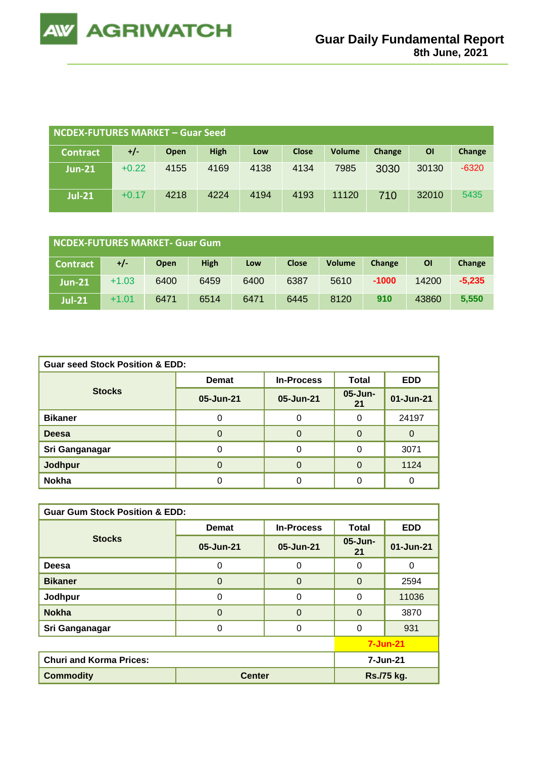| NCDEX-FUTURES MARKET – Guar Seed | | | | | | | | | |
|---|---|---|---|---|---|---|---|---|---|
| Contract | +/- | Open | High | Low | Close | Volume | Change | OI | Change |
| Jun-21 | +0.22 | 4155 | 4169 | 4138 | 4134 | 7985 | 3030 | 30130 | -6320 |
| Jul-21 | +0.17 | 4218 | 4224 | 4194 | 4193 | 11120 | 710 | 32010 | 5435 |

| NCDEX-FUTURES MARKET- Guar Gum | | | | | | | | | |
|---|---|---|---|---|---|---|---|---|---|
| Contract | +/- | Open | High | Low | Close | Volume | Change | OI | Change |
| Jun-21 | +1.03 | 6400 | 6459 | 6400 | 6387 | 5610 | -1000 | 14200 | -5,235 |
| Jul-21 | +1.01 | 6471 | 6514 | 6471 | 6445 | 8120 | 910 | 43860 | 5,550 |

| Guar seed Stock Position & EDD: | | | | |
|---|---|---|---|---|
| Stocks | Demat | In-Process | Total | EDD |
| | 05-Jun-21 | 05-Jun-21 | 05-Jun-21 | 01-Jun-21 |
| Bikaner | 0 | 0 | 0 | 24197 |
| Deesa | 0 | 0 | 0 | 0 |
| Sri Ganganagar | 0 | 0 | 0 | 3071 |
| Jodhpur | 0 | 0 | 0 | 1124 |
| Nokha | 0 | 0 | 0 | 0 |

| Guar Gum Stock Position & EDD: | | | | |
|---|---|---|---|---|
| Stocks | Demat | In-Process | Total | EDD |
| | 05-Jun-21 | 05-Jun-21 | 05-Jun-21 | 01-Jun-21 |
| Deesa | 0 | 0 | 0 | 0 |
| Bikaner | 0 | 0 | 0 | 2594 |
| Jodhpur | 0 | 0 | 0 | 11036 |
| Nokha | 0 | 0 | 0 | 3870 |
| Sri Ganganagar | 0 | 0 | 0 | 931 |

| | | 7-Jun-21 |
|---|---|---|
| Churi and Korma Prices: | | 7-Jun-21 |
| Commodity | Center | Rs./75 kg. |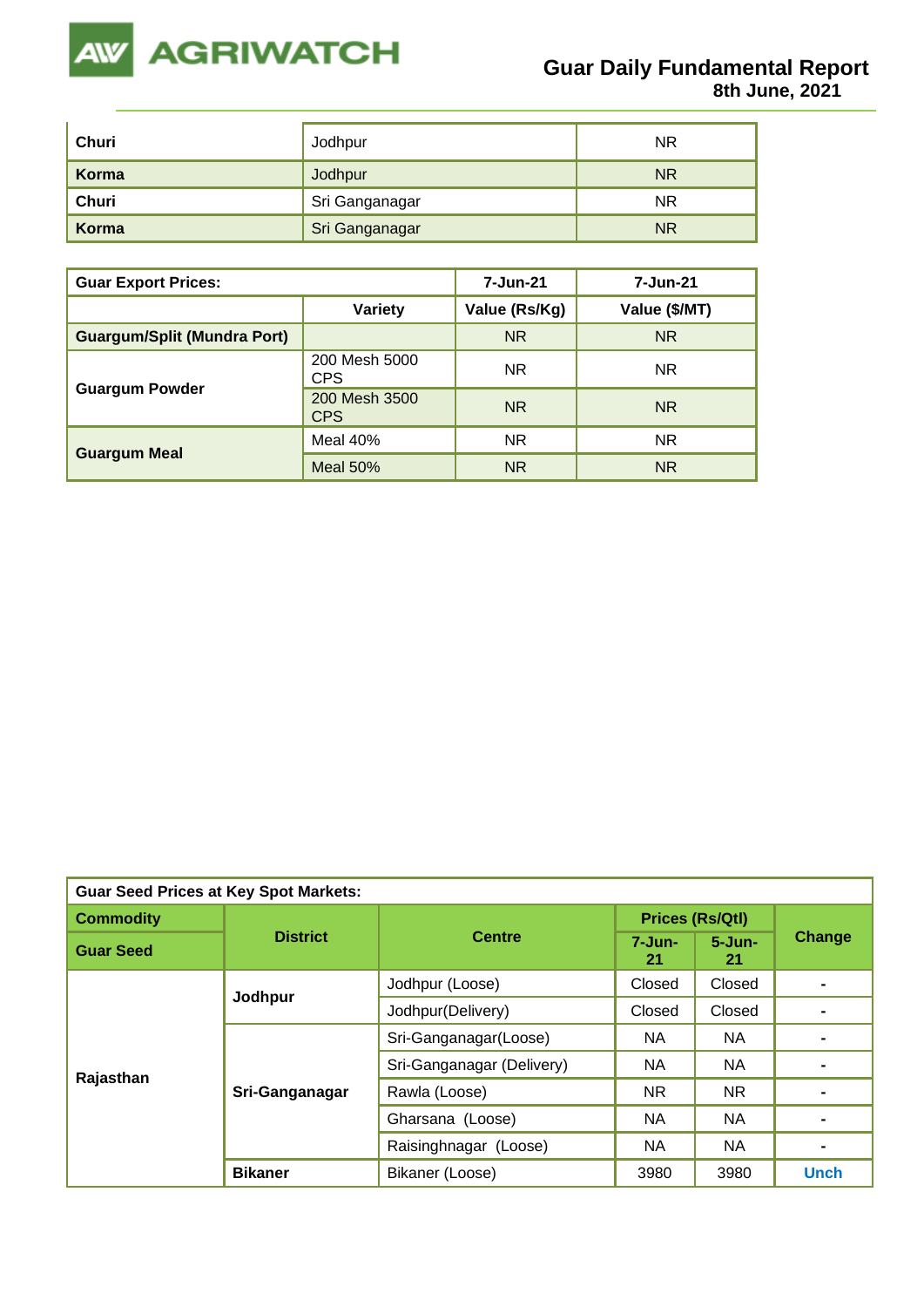| | | |
|---|---|---|
| **Churi** | Jodhpur | NR |
| **Korma** | Jodhpur | NR |
| **Churi** | Sri Ganganagar | NR |
| **Korma** | Sri Ganganagar | NR |

| **Guar Export Prices:** | | **7-Jun-21** | **7-Jun-21** |
|---|---|---|---|
| | **Variety** | **Value (Rs/Kg)** | **Value ($/MT)** |
| **Guargum/Split (Mundra Port)** | | NR | NR |
| **Guargum Powder** | 200 Mesh 5000 CPS | NR | NR |
| | 200 Mesh 3500 CPS | NR | NR |
| **Guargum Meal** | Meal 40% | NR | NR |
| | Meal 50% | NR | NR |

| **Guar Seed Prices at Key Spot Markets:** | | | | | |
|---|---|---|---|---|---|
| **Commodity** | **District** | **Centre** | **Prices (Rs/Qtl)** | | **Change** |
| **Guar Seed** | | | **7-Jun-21** | **5-Jun-21** | |
| **Rajasthan** | **Jodhpur** | Jodhpur (Loose) | Closed | Closed | - |
| | | Jodhpur(Delivery) | Closed | Closed | - |
| | **Sri-Ganganagar** | Sri-Ganganagar(Loose) | NA | NA | - |
| | | Sri-Ganganagar (Delivery) | NA | NA | - |
| | | Rawla (Loose) | NR | NR | - |
| | | Gharsana (Loose) | NA | NA | - |
| | | Raisinghnagar (Loose) | NA | NA | - |
| | **Bikaner** | Bikaner (Loose) | 3980 | 3980 | Unch |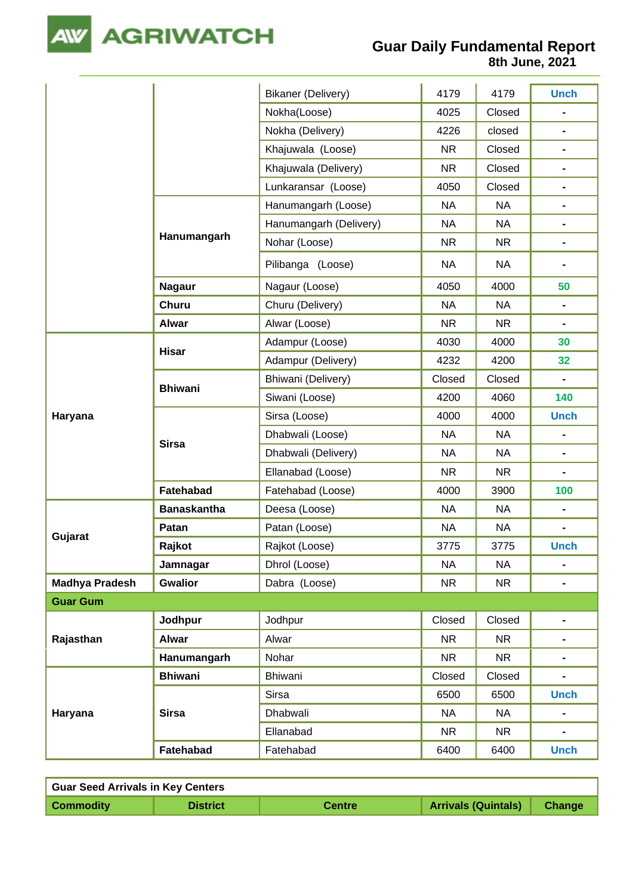| | | | | | |
|---|---|---|---|---|---|
| | | Bikaner (Delivery) | 4179 | 4179 | Unch |
| | | Nokha(Loose) | 4025 | Closed | - |
| | | Nokha (Delivery) | 4226 | closed | - |
| | | Khajuwala (Loose) | NR | Closed | - |
| | | Khajuwala (Delivery) | NR | Closed | - |
| | | Lunkaransar (Loose) | 4050 | Closed | - |
| | Hanumangarh | Hanumangarh (Loose) | NA | NA | - |
| | | Hanumangarh (Delivery) | NA | NA | - |
| | | Nohar (Loose) | NR | NR | - |
| | | Pilibanga (Loose) | NA | NA | - |
| | Nagaur | Nagaur (Loose) | 4050 | 4000 | 50 |
| | Churu | Churu (Delivery) | NA | NA | - |
| | Alwar | Alwar (Loose) | NR | NR | - |
| Haryana | Hisar | Adampur (Loose) | 4030 | 4000 | 30 |
| | | Adampur (Delivery) | 4232 | 4200 | 32 |
| | Bhiwani | Bhiwani (Delivery) | Closed | Closed | - |
| | | Siwani (Loose) | 4200 | 4060 | 140 |
| | Sirsa | Sirsa (Loose) | 4000 | 4000 | Unch |
| | | Dhabwali (Loose) | NA | NA | - |
| | | Dhabwali (Delivery) | NA | NA | - |
| | | Ellanabad (Loose) | NR | NR | - |
| | Fatehabad | Fatehabad (Loose) | 4000 | 3900 | 100 |
| Gujarat | Banaskantha | Deesa (Loose) | NA | NA | - |
| | Patan | Patan (Loose) | NA | NA | - |
| | Rajkot | Rajkot (Loose) | 3775 | 3775 | Unch |
| | Jamnagar | Dhrol (Loose) | NA | NA | - |
| Madhya Pradesh | Gwalior | Dabra (Loose) | NR | NR | - |
| **Guar Gum** | | | | | |
| Rajasthan | Jodhpur | Jodhpur | Closed | Closed | - |
| | Alwar | Alwar | NR | NR | - |
| | Hanumangarh | Nohar | NR | NR | - |
| Haryana | Bhiwani | Bhiwani | Closed | Closed | - |
| | Sirsa | Sirsa | 6500 | 6500 | Unch |
| | | Dhabwali | NA | NA | - |
| | | Ellanabad | NR | NR | - |
| | Fatehabad | Fatehabad | 6400 | 6400 | Unch |

**Guar Seed Arrivals in Key Centers**

| Commodity | District | Centre | Arrivals (Quintals) | Change |
|---|---|---|---|---|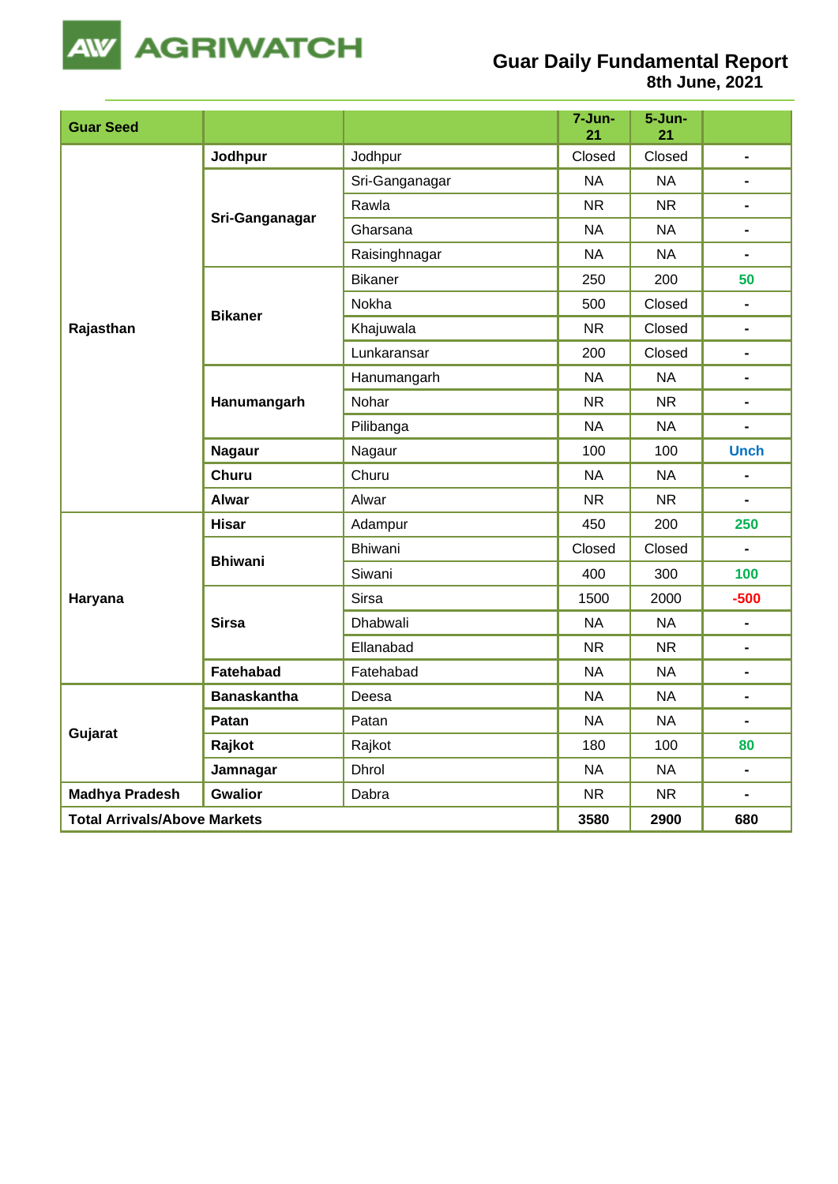| Guar Seed | | | 7-Jun-21 | 5-Jun-21 | |
|---|---|---|---|---|---|
| Rajasthan | Jodhpur | Jodhpur | Closed | Closed | - |
| | Sri-Ganganagar | Sri-Ganganagar | NA | NA | - |
| | | Rawla | NR | NR | - |
| | | Gharsana | NA | NA | - |
| | | Raisinghnagar | NA | NA | - |
| | Bikaner | Bikaner | 250 | 200 | 50 |
| | | Nokha | 500 | Closed | - |
| | | Khajuwala | NR | Closed | - |
| | | Lunkaransar | 200 | Closed | - |
| | Hanumangarh | Hanumangarh | NA | NA | - |
| | | Nohar | NR | NR | - |
| | | Pilibanga | NA | NA | - |
| | Nagaur | Nagaur | 100 | 100 | Unch |
| | Churu | Churu | NA | NA | - |
| | Alwar | Alwar | NR | NR | - |
| Haryana | Hisar | Adampur | 450 | 200 | 250 |
| | Bhiwani | Bhiwani | Closed | Closed | - |
| | | Siwani | 400 | 300 | 100 |
| | Sirsa | Sirsa | 1500 | 2000 | -500 |
| | | Dhabwali | NA | NA | - |
| | | Ellanabad | NR | NR | - |
| | Fatehabad | Fatehabad | NA | NA | - |
| Gujarat | Banaskantha | Deesa | NA | NA | - |
| | Patan | Patan | NA | NA | - |
| | Rajkot | Rajkot | 180 | 100 | 80 |
| | Jamnagar | Dhrol | NA | NA | - |
| Madhya Pradesh | Gwalior | Dabra | NR | NR | - |
| **Total Arrivals/Above Markets** | | | **3580** | **2900** | **680** |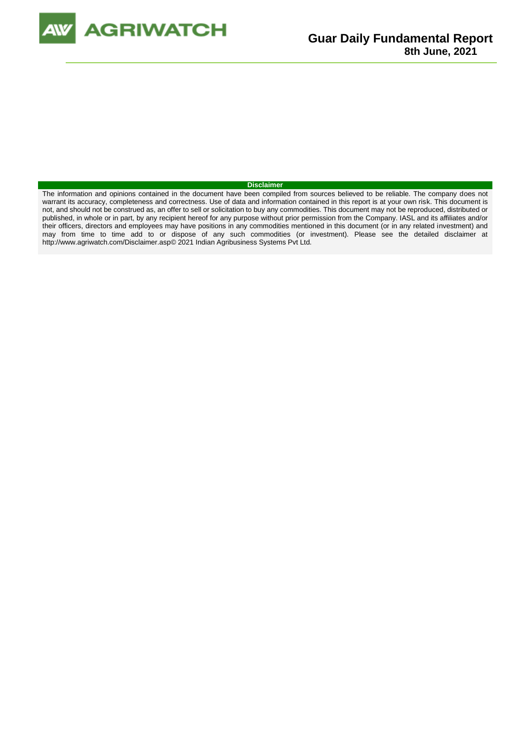**Disclaimer**

The information and opinions contained in the document have been compiled from sources believed to be reliable. The company does not warrant its accuracy, completeness and correctness. Use of data and information contained in this report is at your own risk. This document is not, and should not be construed as, an offer to sell or solicitation to buy any commodities. This document may not be reproduced, distributed or published, in whole or in part, by any recipient hereof for any purpose without prior permission from the Company. IASL and its affiliates and/or their officers, directors and employees may have positions in any commodities mentioned in this document (or in any related investment) and may from time to time add to or dispose of any such commodities (or investment). Please see the detailed disclaimer at http://www.agriwatch.com/Disclaimer.asp© 2021 Indian Agribusiness Systems Pvt Ltd.